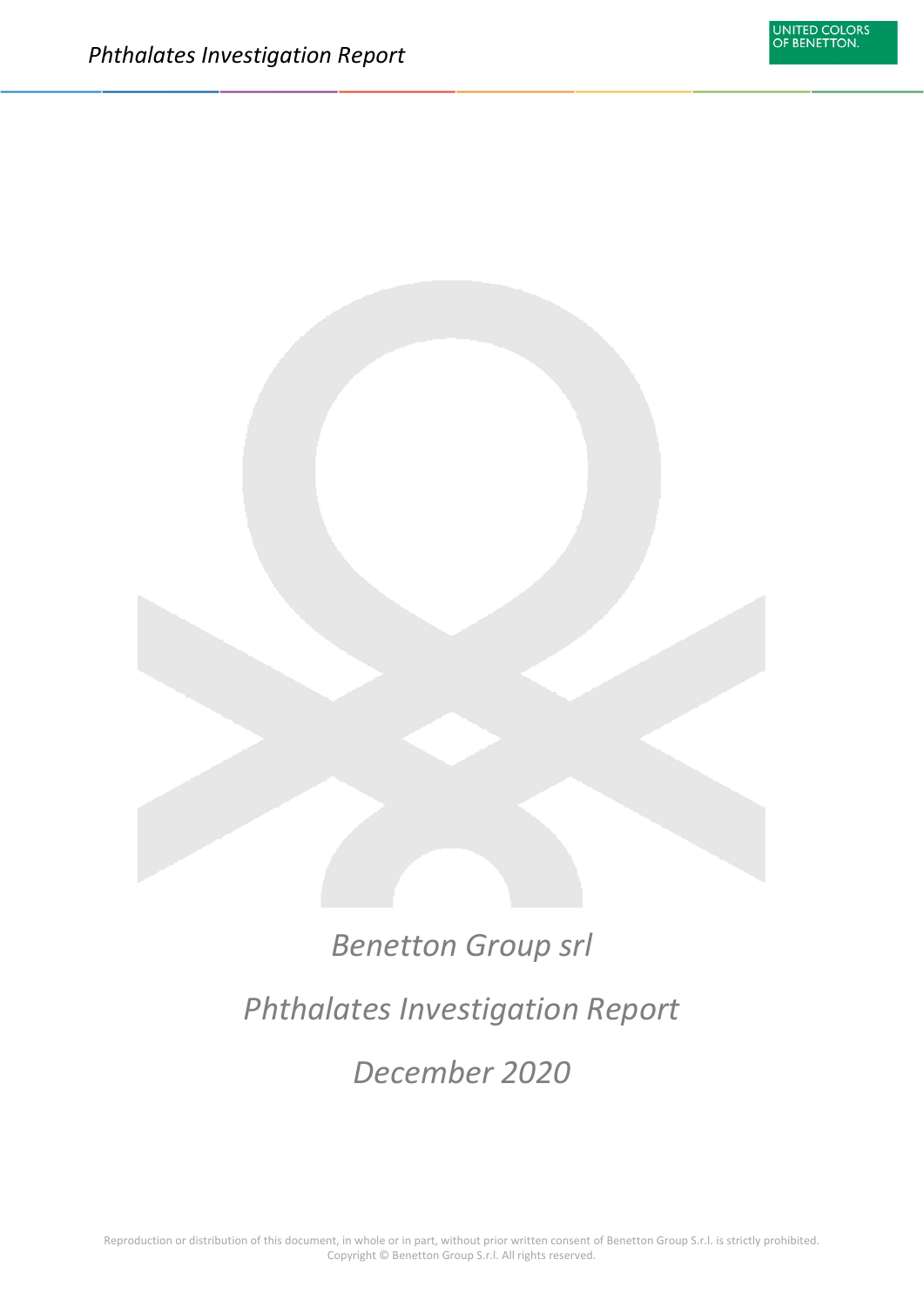# Benetton Group srl

# Phthalates Investigation Report

# December 2020

Reproduction or distribution of this document, in whole or in part, without prior written consent of Benetton Group S.r.l. is strictly prohibited.
Copyright © Benetton Group S.r.l. All rights reserved.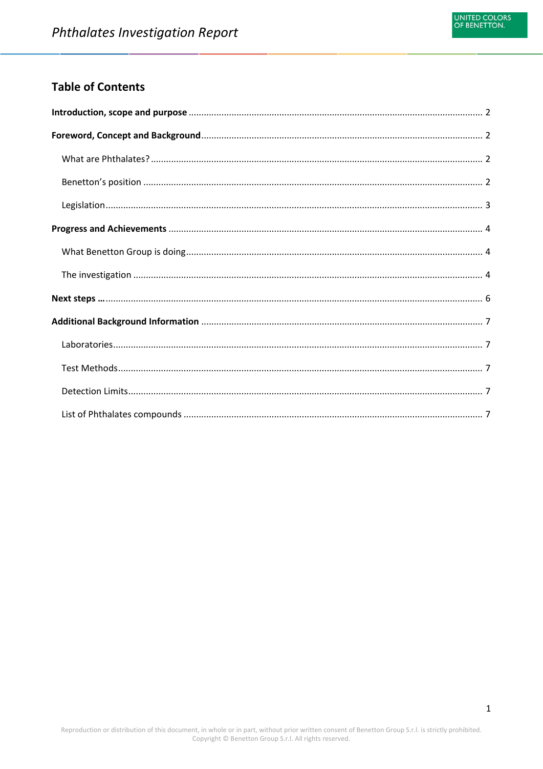## Table of Contents

**Introduction, scope and purpose** .......... 2

**Foreword, Concept and Background** .......... 2

- What are Phthalates? .......... 2
- Benetton's position .......... 2
- Legislation .......... 3

**Progress and Achievements** .......... 4

- What Benetton Group is doing .......... 4
- The investigation .......... 4

**Next steps …** .......... 6

**Additional Background Information** .......... 7

- Laboratories .......... 7
- Test Methods .......... 7
- Detection Limits .......... 7
- List of Phthalates compounds .......... 7

Reproduction or distribution of this document, in whole or in part, without prior written consent of Benetton Group S.r.l. is strictly prohibited.
Copyright © Benetton Group S.r.l. All rights reserved.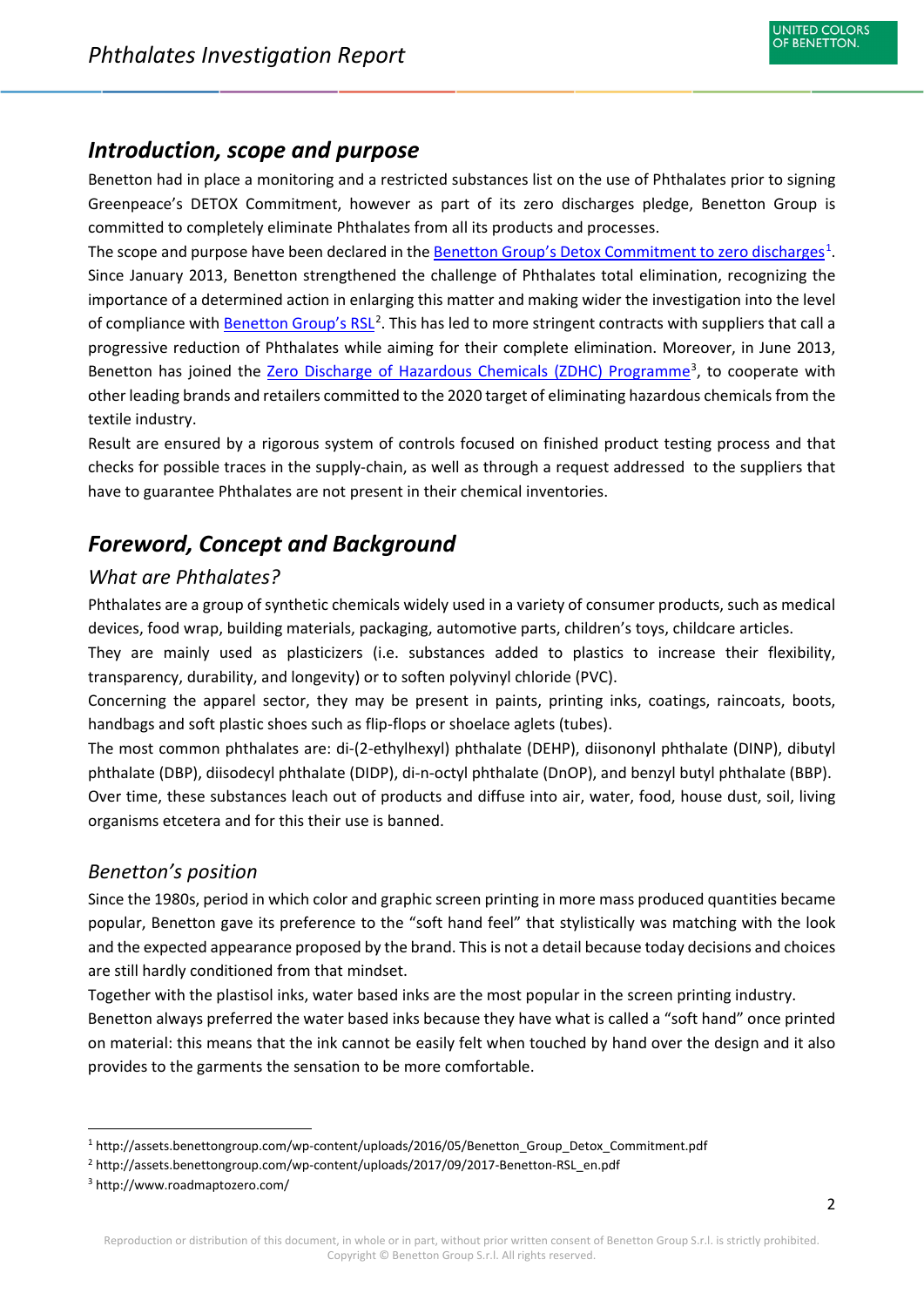## *Introduction, scope and purpose*

Benetton had in place a monitoring and a restricted substances list on the use of Phthalates prior to signing Greenpeace's DETOX Commitment, however as part of its zero discharges pledge, Benetton Group is committed to completely eliminate Phthalates from all its products and processes.

The scope and purpose have been declared in the Benetton Group's Detox Commitment to zero discharges[1]. Since January 2013, Benetton strengthened the challenge of Phthalates total elimination, recognizing the importance of a determined action in enlarging this matter and making wider the investigation into the level of compliance with Benetton Group's RSL[2]. This has led to more stringent contracts with suppliers that call a progressive reduction of Phthalates while aiming for their complete elimination. Moreover, in June 2013, Benetton has joined the Zero Discharge of Hazardous Chemicals (ZDHC) Programme[3], to cooperate with other leading brands and retailers committed to the 2020 target of eliminating hazardous chemicals from the textile industry.

Result are ensured by a rigorous system of controls focused on finished product testing process and that checks for possible traces in the supply-chain, as well as through a request addressed to the suppliers that have to guarantee Phthalates are not present in their chemical inventories.

## *Foreword, Concept and Background*

### *What are Phthalates?*

Phthalates are a group of synthetic chemicals widely used in a variety of consumer products, such as medical devices, food wrap, building materials, packaging, automotive parts, children's toys, childcare articles.

They are mainly used as plasticizers (i.e. substances added to plastics to increase their flexibility, transparency, durability, and longevity) or to soften polyvinyl chloride (PVC).

Concerning the apparel sector, they may be present in paints, printing inks, coatings, raincoats, boots, handbags and soft plastic shoes such as flip-flops or shoelace aglets (tubes).

The most common phthalates are: di-(2-ethylhexyl) phthalate (DEHP), diisononyl phthalate (DINP), dibutyl phthalate (DBP), diisodecyl phthalate (DIDP), di-n-octyl phthalate (DnOP), and benzyl butyl phthalate (BBP).

Over time, these substances leach out of products and diffuse into air, water, food, house dust, soil, living organisms etcetera and for this their use is banned.

### *Benetton's position*

Since the 1980s, period in which color and graphic screen printing in more mass produced quantities became popular, Benetton gave its preference to the "soft hand feel" that stylistically was matching with the look and the expected appearance proposed by the brand. This is not a detail because today decisions and choices are still hardly conditioned from that mindset.

Together with the plastisol inks, water based inks are the most popular in the screen printing industry.

Benetton always preferred the water based inks because they have what is called a "soft hand" once printed on material: this means that the ink cannot be easily felt when touched by hand over the design and it also provides to the garments the sensation to be more comfortable.

---

[1] http://assets.benettongroup.com/wp-content/uploads/2016/05/Benetton_Group_Detox_Commitment.pdf

[2] http://assets.benettongroup.com/wp-content/uploads/2017/09/2017-Benetton-RSL_en.pdf

[3] http://www.roadmaptozero.com/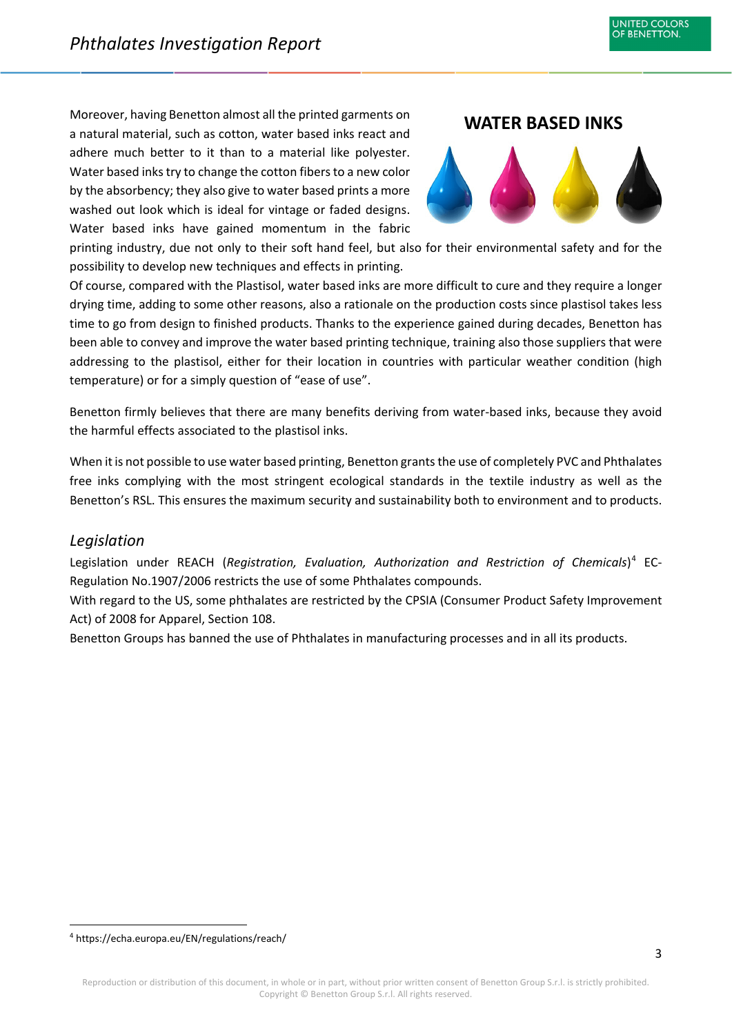Moreover, having Benetton almost all the printed garments on a natural material, such as cotton, water based inks react and adhere much better to it than to a material like polyester. Water based inks try to change the cotton fibers to a new color by the absorbency; they also give to water based prints a more washed out look which is ideal for vintage or faded designs. Water based inks have gained momentum in the fabric printing industry, due not only to their soft hand feel, but also for their environmental safety and for the possibility to develop new techniques and effects in printing.

**WATER BASED INKS**

Of course, compared with the Plastisol, water based inks are more difficult to cure and they require a longer drying time, adding to some other reasons, also a rationale on the production costs since plastisol takes less time to go from design to finished products. Thanks to the experience gained during decades, Benetton has been able to convey and improve the water based printing technique, training also those suppliers that were addressing to the plastisol, either for their location in countries with particular weather condition (high temperature) or for a simply question of "ease of use".

Benetton firmly believes that there are many benefits deriving from water-based inks, because they avoid the harmful effects associated to the plastisol inks.

When it is not possible to use water based printing, Benetton grants the use of completely PVC and Phthalates free inks complying with the most stringent ecological standards in the textile industry as well as the Benetton's RSL. This ensures the maximum security and sustainability both to environment and to products.

## *Legislation*

Legislation under REACH (*Registration, Evaluation, Authorization and Restriction of Chemicals*)[4] EC-Regulation No.1907/2006 restricts the use of some Phthalates compounds.
With regard to the US, some phthalates are restricted by the CPSIA (Consumer Product Safety Improvement Act) of 2008 for Apparel, Section 108.
Benetton Groups has banned the use of Phthalates in manufacturing processes and in all its products.

[4] https://echa.europa.eu/EN/regulations/reach/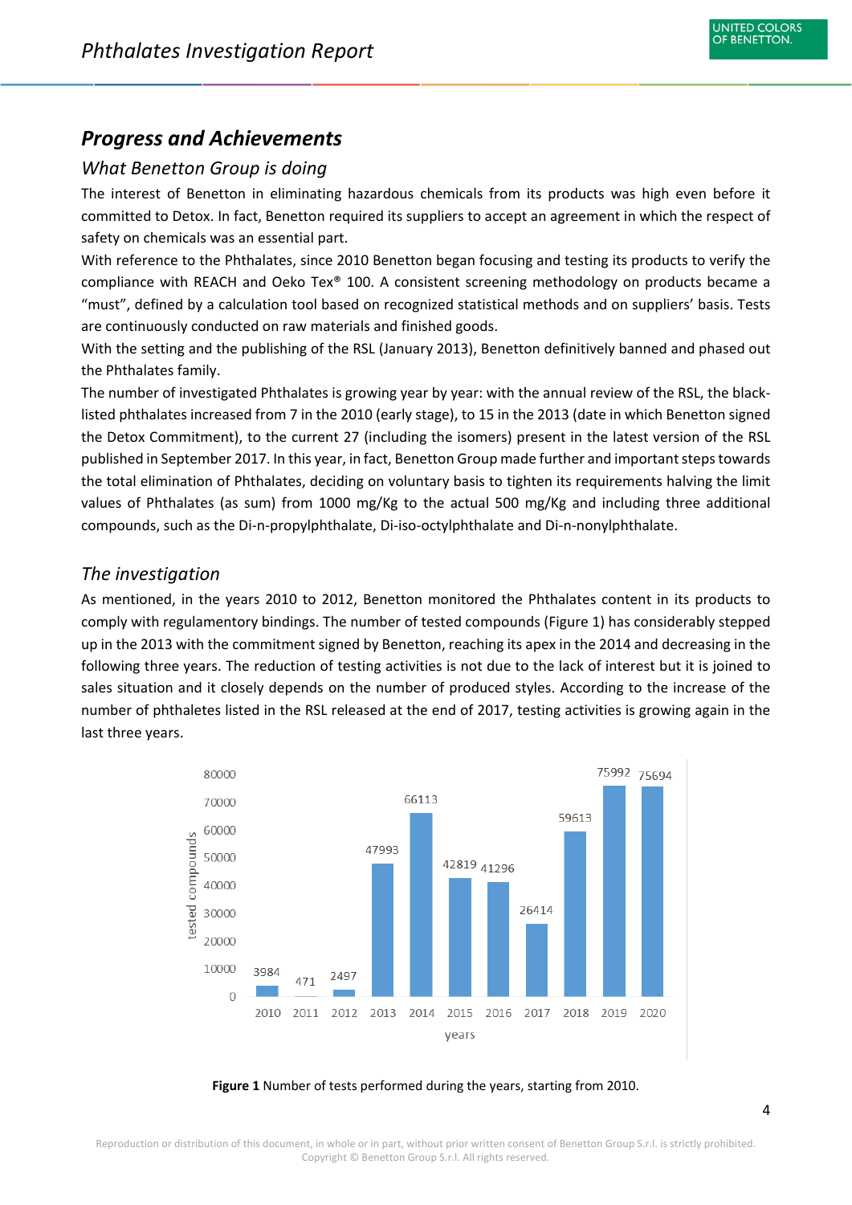## Progress and Achievements

### What Benetton Group is doing

The interest of Benetton in eliminating hazardous chemicals from its products was high even before it committed to Detox. In fact, Benetton required its suppliers to accept an agreement in which the respect of safety on chemicals was an essential part.

With reference to the Phthalates, since 2010 Benetton began focusing and testing its products to verify the compliance with REACH and Oeko Tex® 100. A consistent screening methodology on products became a "must", defined by a calculation tool based on recognized statistical methods and on suppliers' basis. Tests are continuously conducted on raw materials and finished goods.

With the setting and the publishing of the RSL (January 2013), Benetton definitively banned and phased out the Phthalates family.

The number of investigated Phthalates is growing year by year: with the annual review of the RSL, the black-listed phthalates increased from 7 in the 2010 (early stage), to 15 in the 2013 (date in which Benetton signed the Detox Commitment), to the current 27 (including the isomers) present in the latest version of the RSL published in September 2017. In this year, in fact, Benetton Group made further and important steps towards the total elimination of Phthalates, deciding on voluntary basis to tighten its requirements halving the limit values of Phthalates (as sum) from 1000 mg/Kg to the actual 500 mg/Kg and including three additional compounds, such as the Di-n-propylphthalate, Di-iso-octylphthalate and Di-n-nonylphthalate.

### The investigation

As mentioned, in the years 2010 to 2012, Benetton monitored the Phthalates content in its products to comply with regulamentory bindings. The number of tested compounds (Figure 1) has considerably stepped up in the 2013 with the commitment signed by Benetton, reaching its apex in the 2014 and decreasing in the following three years. The reduction of testing activities is not due to the lack of interest but it is joined to sales situation and it closely depends on the number of produced styles. According to the increase of the number of phthaletes listed in the RSL released at the end of 2017, testing activities is growing again in the last three years.

| years | tested compounds |
|---|---|
| 2010 | 3984 |
| 2011 | 471 |
| 2012 | 2497 |
| 2013 | 47993 |
| 2014 | 66113 |
| 2015 | 42819 |
| 2016 | 41296 |
| 2017 | 26414 |
| 2018 | 59613 |
| 2019 | 75992 |
| 2020 | 75694 |

**Figure 1** Number of tests performed during the years, starting from 2010.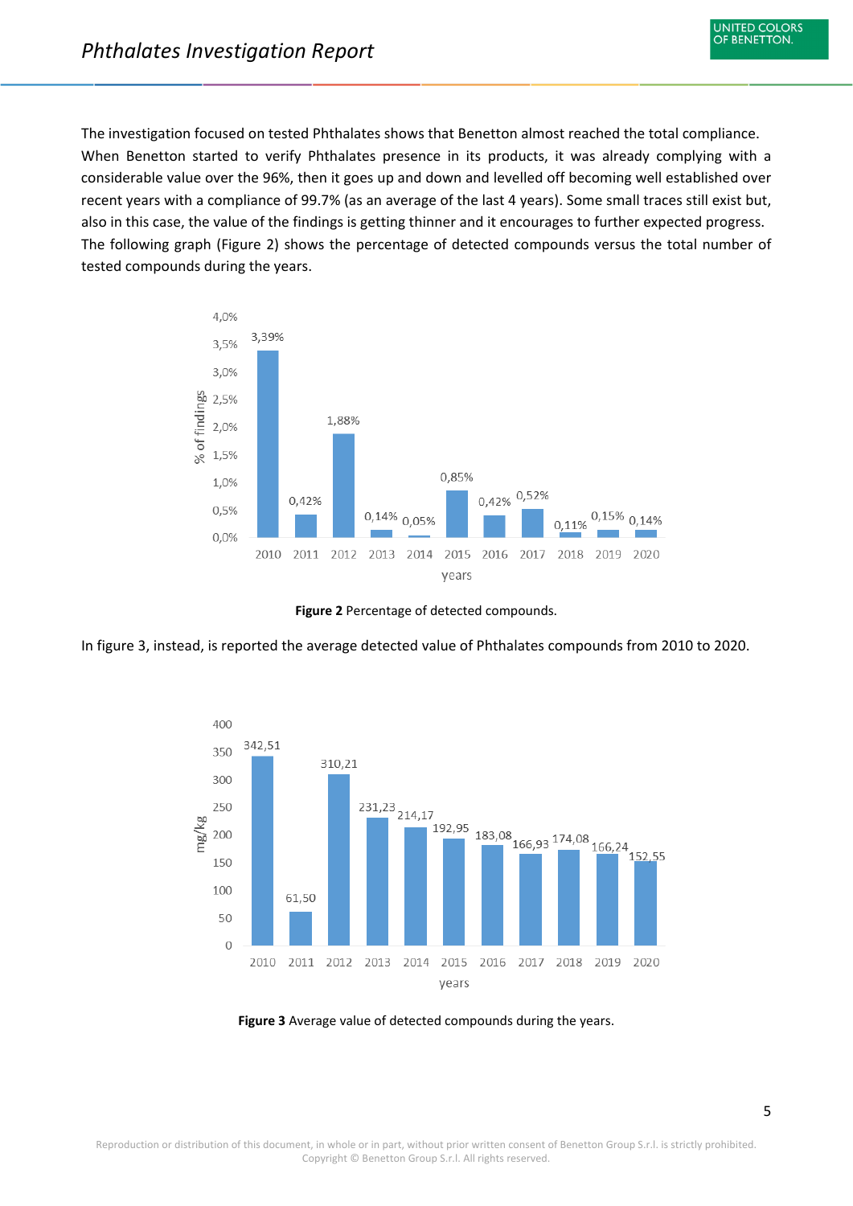The investigation focused on tested Phthalates shows that Benetton almost reached the total compliance. When Benetton started to verify Phthalates presence in its products, it was already complying with a considerable value over the 96%, then it goes up and down and levelled off becoming well established over recent years with a compliance of 99.7% (as an average of the last 4 years). Some small traces still exist but, also in this case, the value of the findings is getting thinner and it encourages to further expected progress. The following graph (Figure 2) shows the percentage of detected compounds versus the total number of tested compounds during the years.

**Figure 2** Percentage of detected compounds.

In figure 3, instead, is reported the average detected value of Phthalates compounds from 2010 to 2020.

**Figure 3** Average value of detected compounds during the years.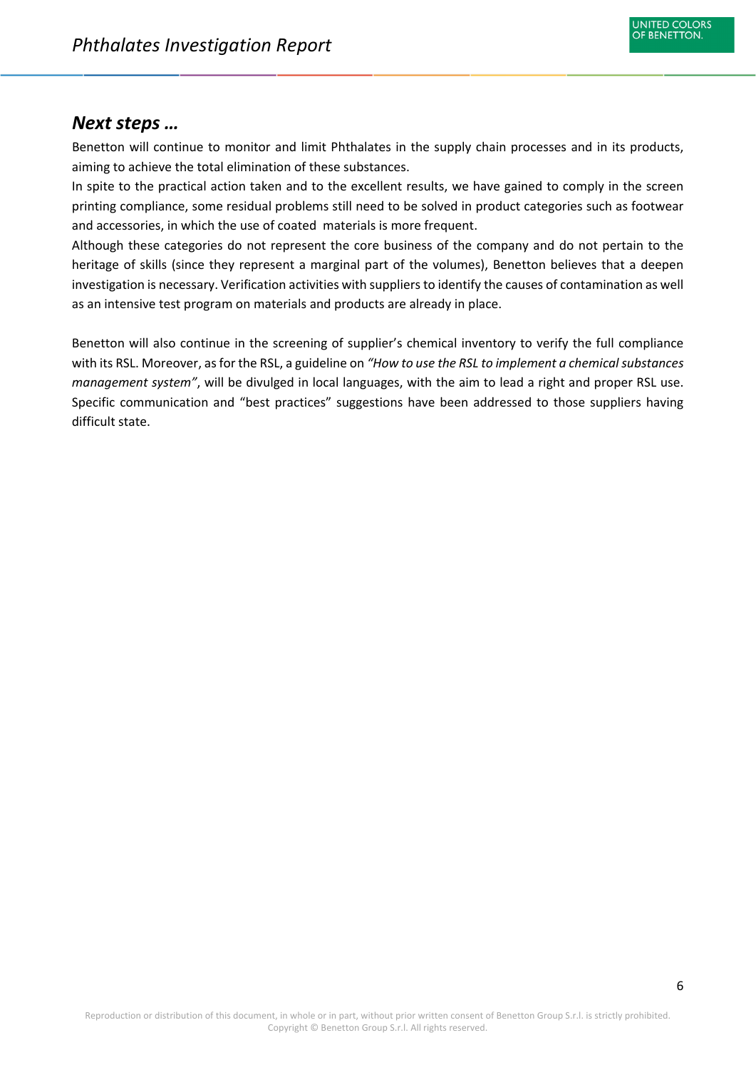## *Next steps …*

Benetton will continue to monitor and limit Phthalates in the supply chain processes and in its products, aiming to achieve the total elimination of these substances.

In spite to the practical action taken and to the excellent results, we have gained to comply in the screen printing compliance, some residual problems still need to be solved in product categories such as footwear and accessories, in which the use of coated materials is more frequent.

Although these categories do not represent the core business of the company and do not pertain to the heritage of skills (since they represent a marginal part of the volumes), Benetton believes that a deepen investigation is necessary. Verification activities with suppliers to identify the causes of contamination as well as an intensive test program on materials and products are already in place.

Benetton will also continue in the screening of supplier's chemical inventory to verify the full compliance with its RSL. Moreover, as for the RSL, a guideline on *"How to use the RSL to implement a chemical substances management system"*, will be divulged in local languages, with the aim to lead a right and proper RSL use. Specific communication and "best practices" suggestions have been addressed to those suppliers having difficult state.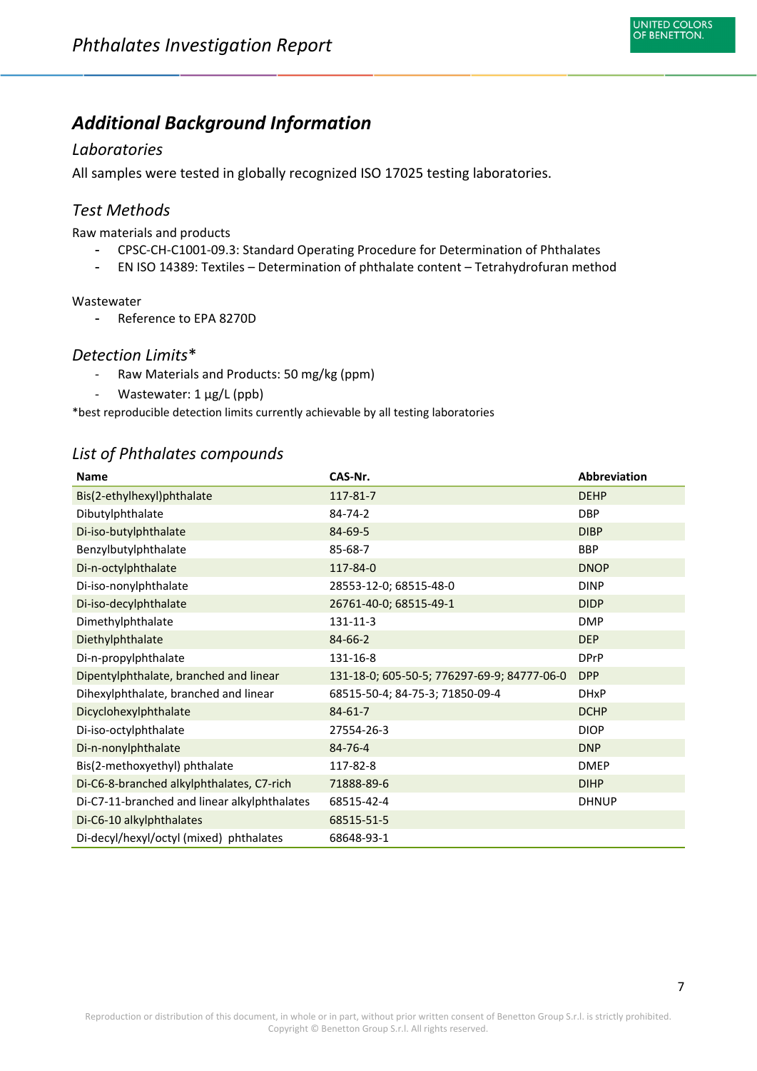## Additional Background Information

### Laboratories

All samples were tested in globally recognized ISO 17025 testing laboratories.

### Test Methods

Raw materials and products

- CPSC-CH-C1001-09.3: Standard Operating Procedure for Determination of Phthalates
- EN ISO 14389: Textiles – Determination of phthalate content – Tetrahydrofuran method

Wastewater

- Reference to EPA 8270D

### Detection Limits*

- Raw Materials and Products: 50 mg/kg (ppm)
- Wastewater: 1 µg/L (ppb)

*best reproducible detection limits currently achievable by all testing laboratories

### List of Phthalates compounds

| Name | CAS-Nr. | Abbreviation |
|---|---|---|
| Bis(2-ethylhexyl)phthalate | 117-81-7 | DEHP |
| Dibutylphthalate | 84-74-2 | DBP |
| Di-iso-butylphthalate | 84-69-5 | DIBP |
| Benzylbutylphthalate | 85-68-7 | BBP |
| Di-n-octylphthalate | 117-84-0 | DNOP |
| Di-iso-nonylphthalate | 28553-12-0; 68515-48-0 | DINP |
| Di-iso-decylphthalate | 26761-40-0; 68515-49-1 | DIDP |
| Dimethylphthalate | 131-11-3 | DMP |
| Diethylphthalate | 84-66-2 | DEP |
| Di-n-propylphthalate | 131-16-8 | DPrP |
| Dipentylphthalate, branched and linear | 131-18-0; 605-50-5; 776297-69-9; 84777-06-0 | DPP |
| Dihexylphthalate, branched and linear | 68515-50-4; 84-75-3; 71850-09-4 | DHxP |
| Dicyclohexylphthalate | 84-61-7 | DCHP |
| Di-iso-octylphthalate | 27554-26-3 | DIOP |
| Di-n-nonylphthalate | 84-76-4 | DNP |
| Bis(2-methoxyethyl) phthalate | 117-82-8 | DMEP |
| Di-C6-8-branched alkylphthalates, C7-rich | 71888-89-6 | DIHP |
| Di-C7-11-branched and linear alkylphthalates | 68515-42-4 | DHNUP |
| Di-C6-10 alkylphthalates | 68515-51-5 | |
| Di-decyl/hexyl/octyl (mixed) phthalates | 68648-93-1 | |